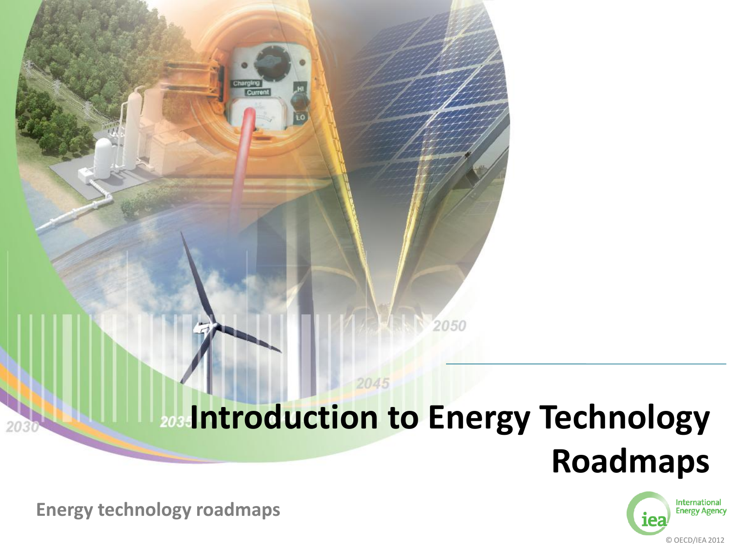# Introduction to Energy Technology Roadmaps

**Energy technology roadmaps**

International Energy Agency

© OECD/IEA 2012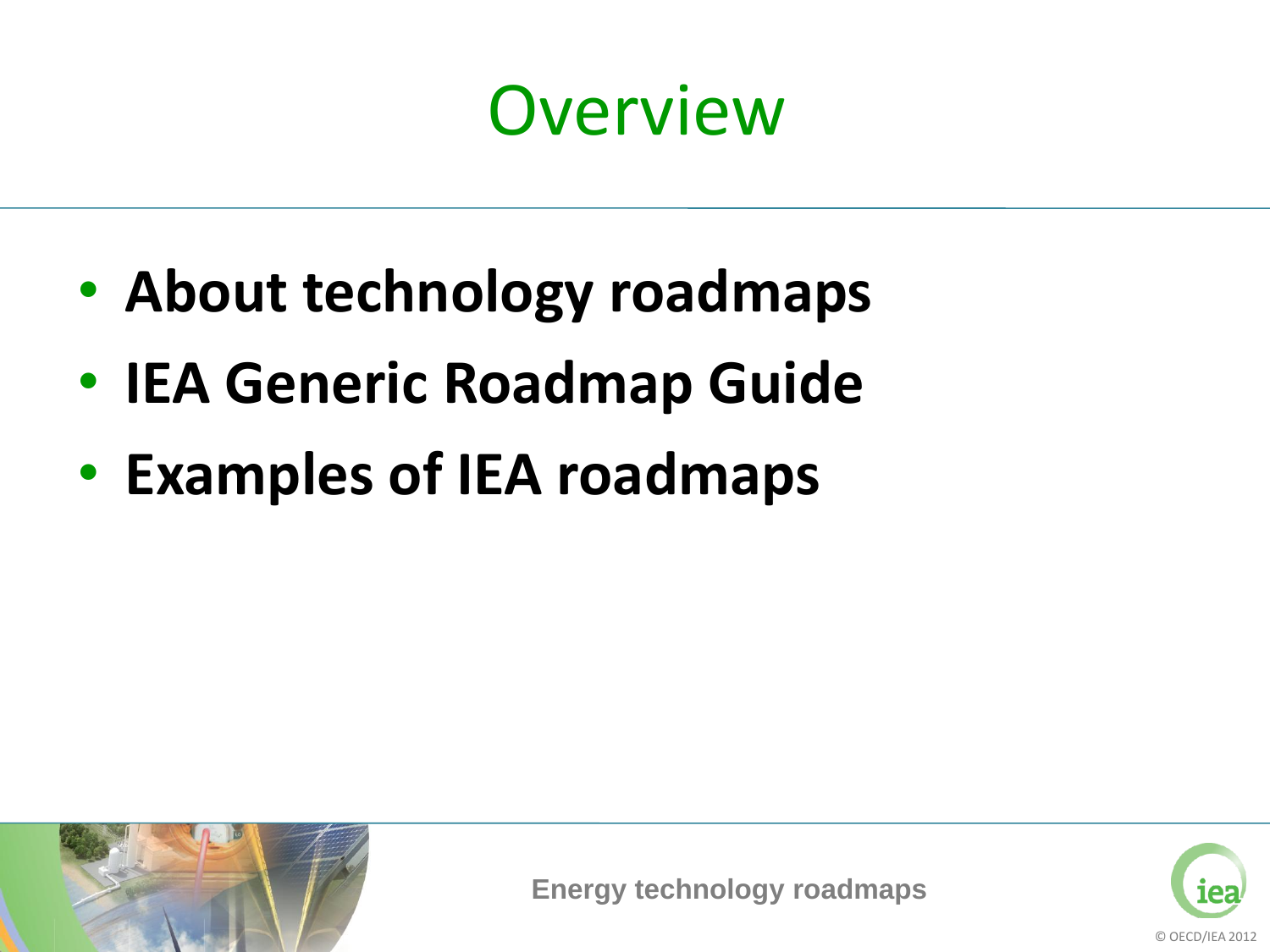# Overview

- **About technology roadmaps**
- **IEA Generic Roadmap Guide**
- **Examples of IEA roadmaps**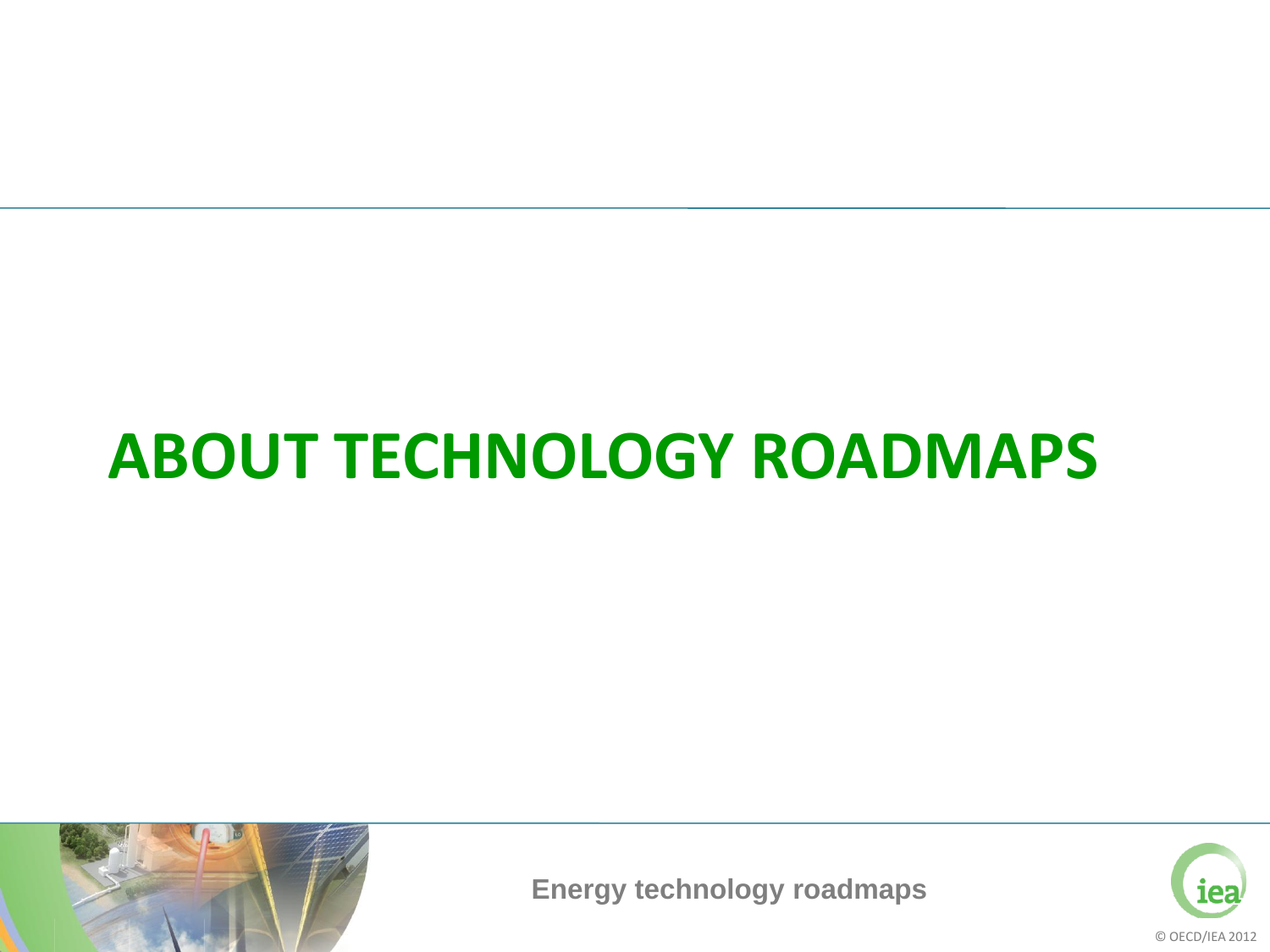# ABOUT TECHNOLOGY ROADMAPS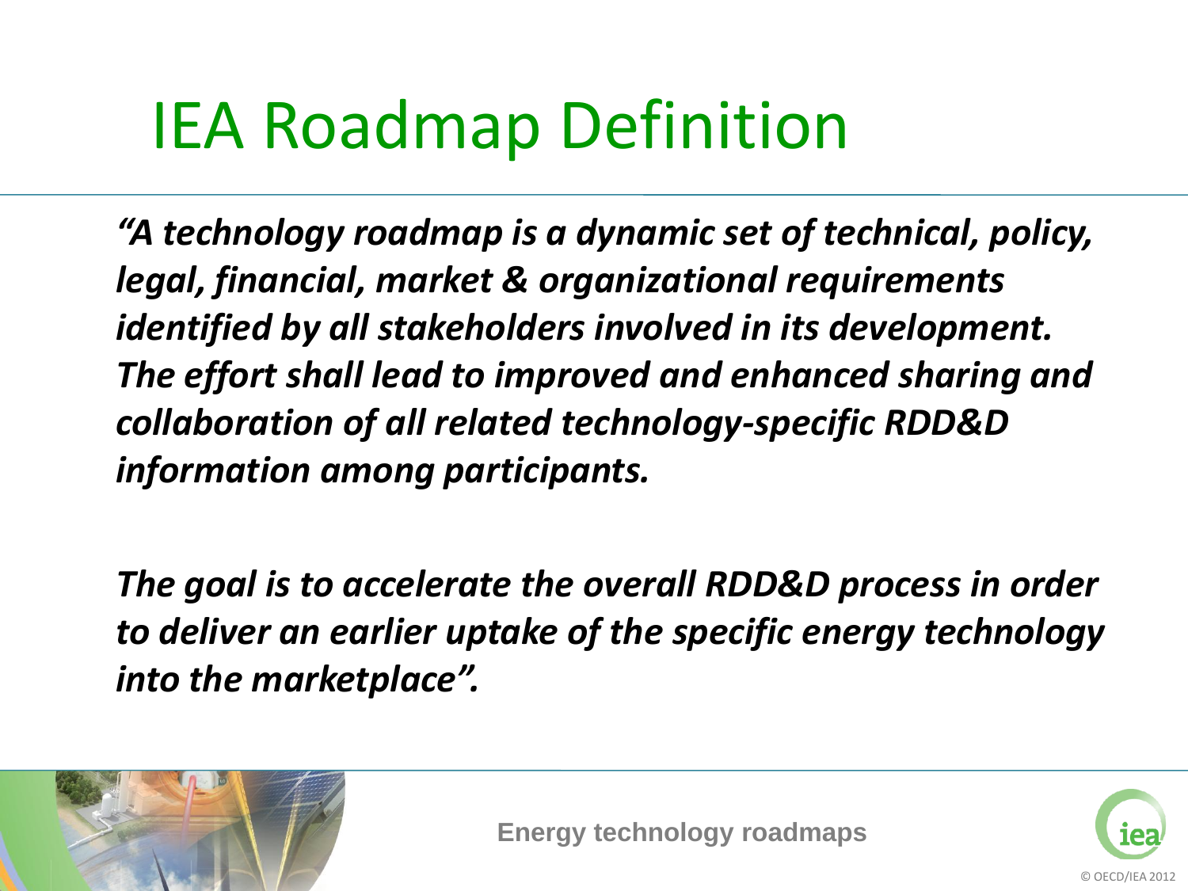# IEA Roadmap Definition

***"A technology roadmap is a dynamic set of technical, policy, legal, financial, market & organizational requirements identified by all stakeholders involved in its development. The effort shall lead to improved and enhanced sharing and collaboration of all related technology-specific RDD&D information among participants.***

***The goal is to accelerate the overall RDD&D process in order to deliver an earlier uptake of the specific energy technology into the marketplace".***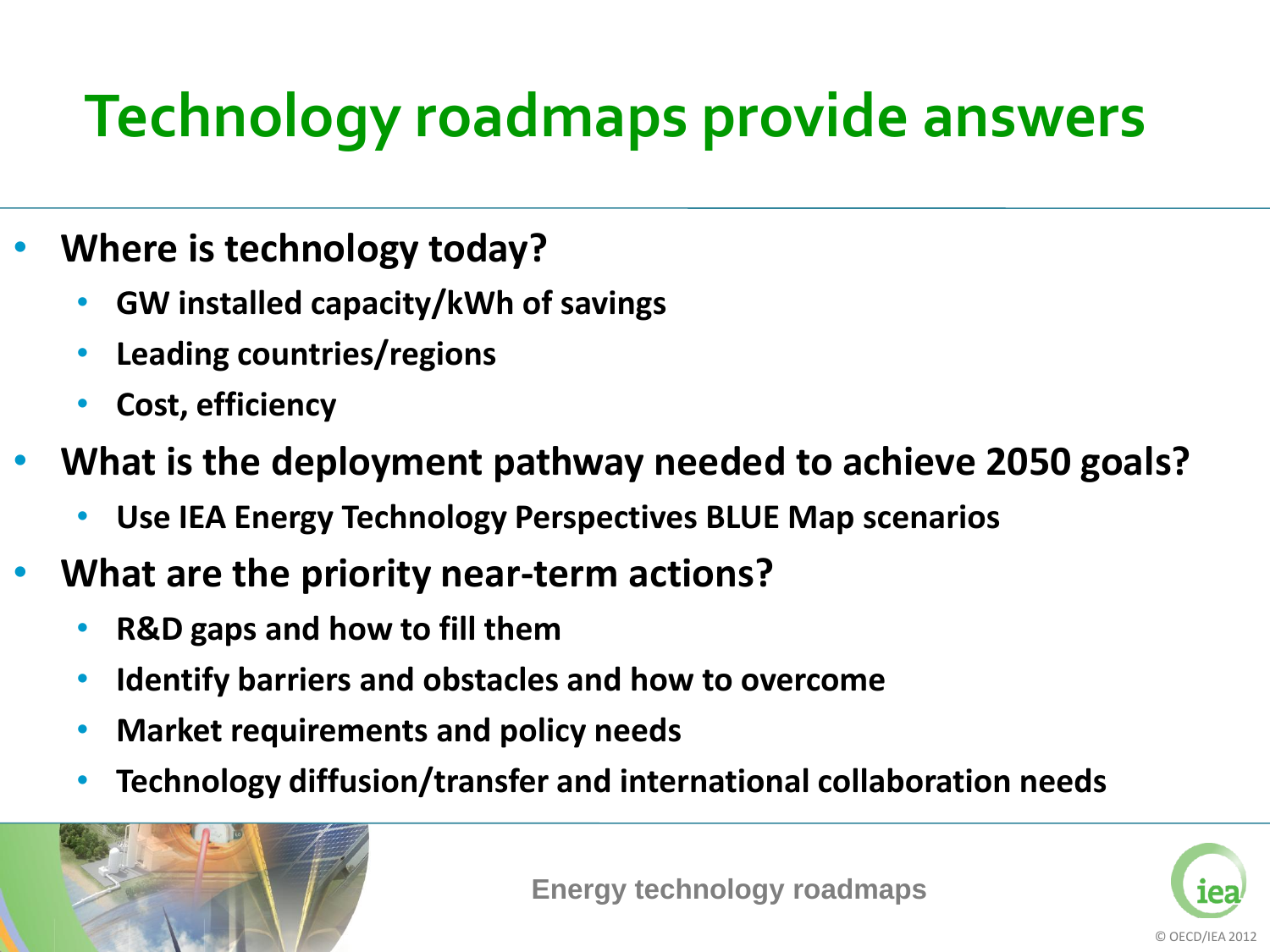# Technology roadmaps provide answers

- **Where is technology today?**
  - **GW installed capacity/kWh of savings**
  - **Leading countries/regions**
  - **Cost, efficiency**
- **What is the deployment pathway needed to achieve 2050 goals?**
  - **Use IEA Energy Technology Perspectives BLUE Map scenarios**
- **What are the priority near-term actions?**
  - **R&D gaps and how to fill them**
  - **Identify barriers and obstacles and how to overcome**
  - **Market requirements and policy needs**
  - **Technology diffusion/transfer and international collaboration needs**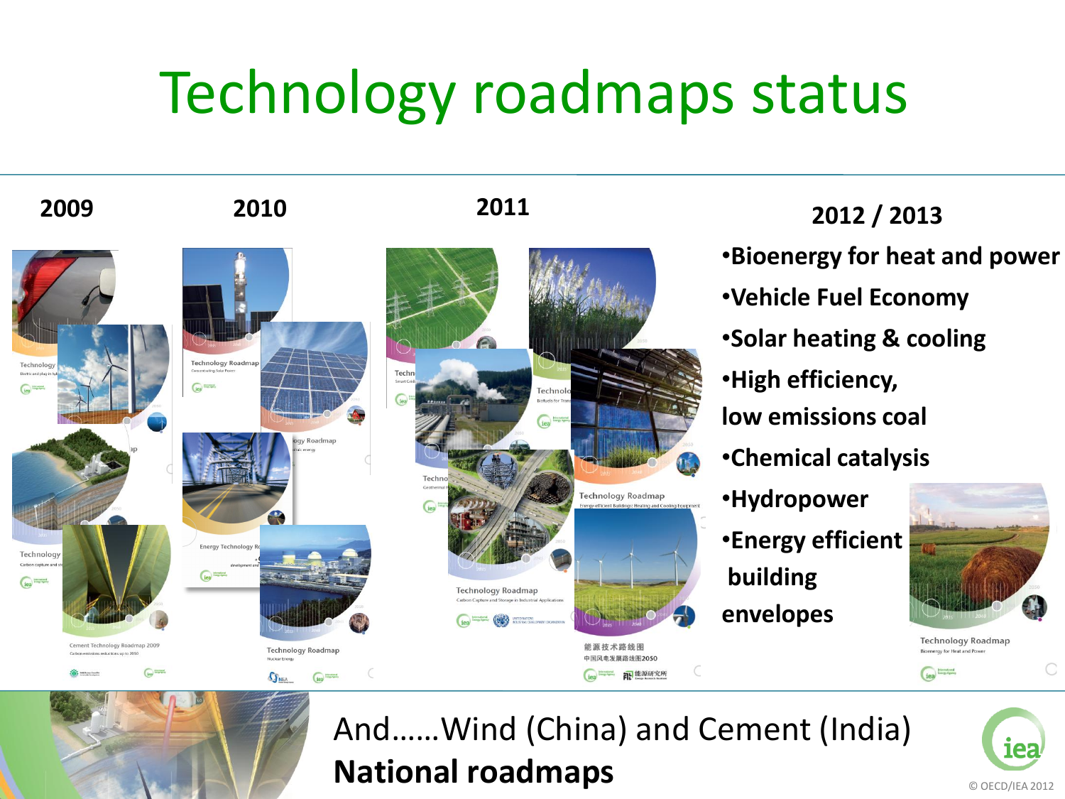# Technology roadmaps status

**2009**

**2010**

**2011**

**2012 / 2013**

- **Bioenergy for heat and power**
- **Vehicle Fuel Economy**
- **Solar heating & cooling**
- **High efficiency, low emissions coal**
- **Chemical catalysis**
- **Hydropower**
- **Energy efficient building envelopes**

And……Wind (China) and Cement (India)

**National roadmaps**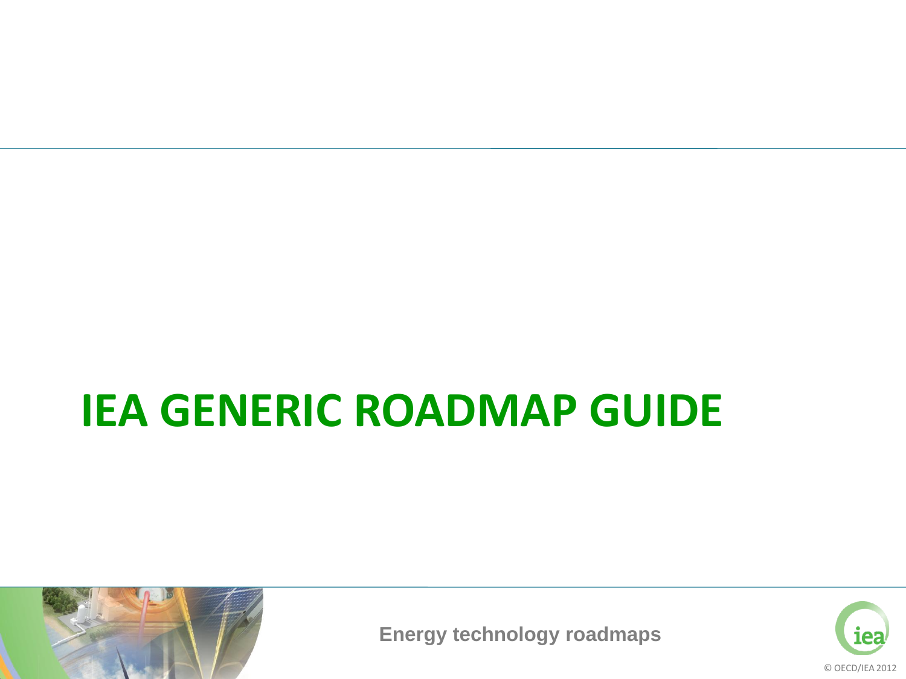# IEA GENERIC ROADMAP GUIDE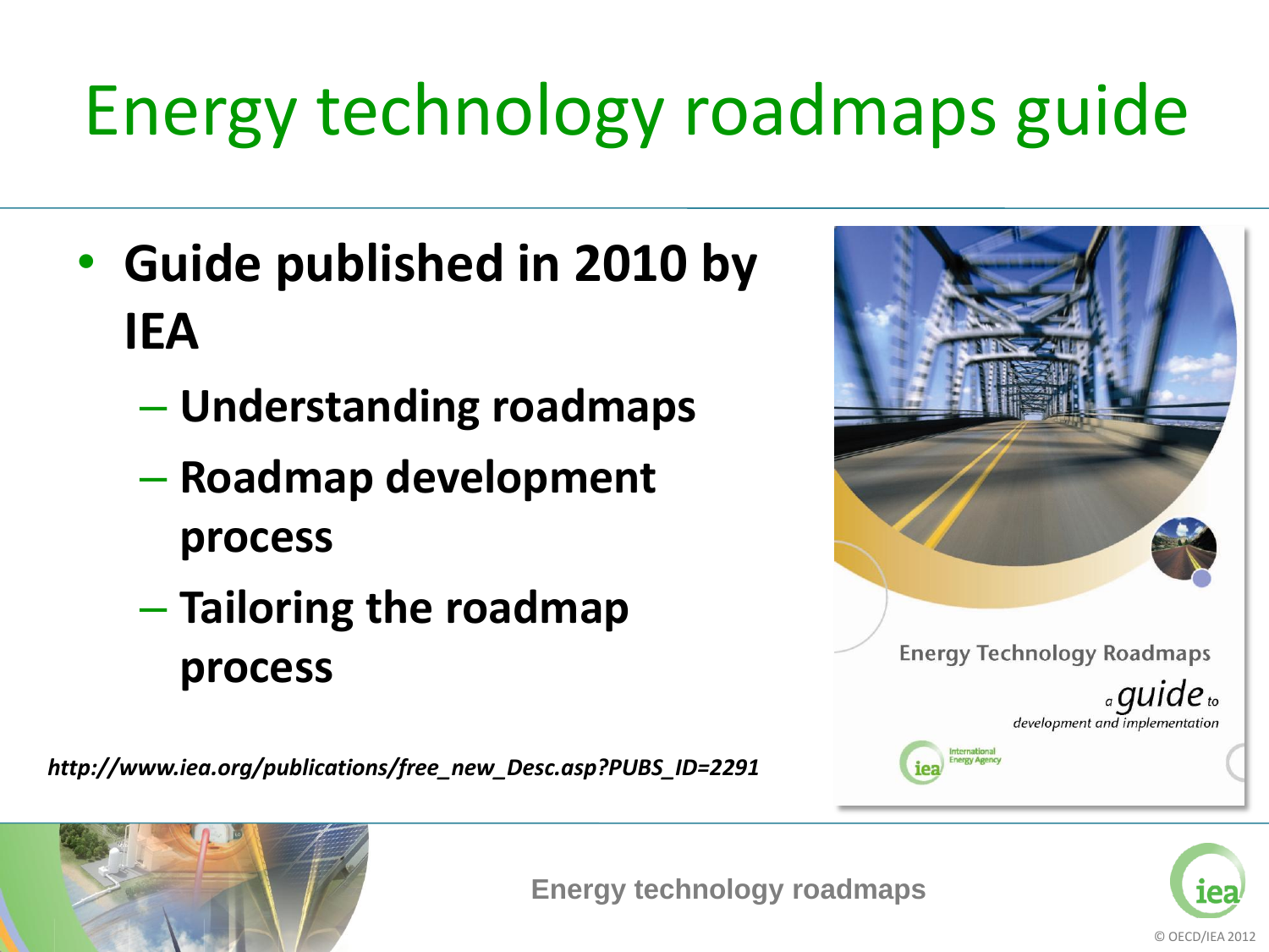# Energy technology roadmaps guide

- **Guide published in 2010 by IEA**
  - **Understanding roadmaps**
  - **Roadmap development process**
  - **Tailoring the roadmap process**

***http://www.iea.org/publications/free_new_Desc.asp?PUBS_ID=2291***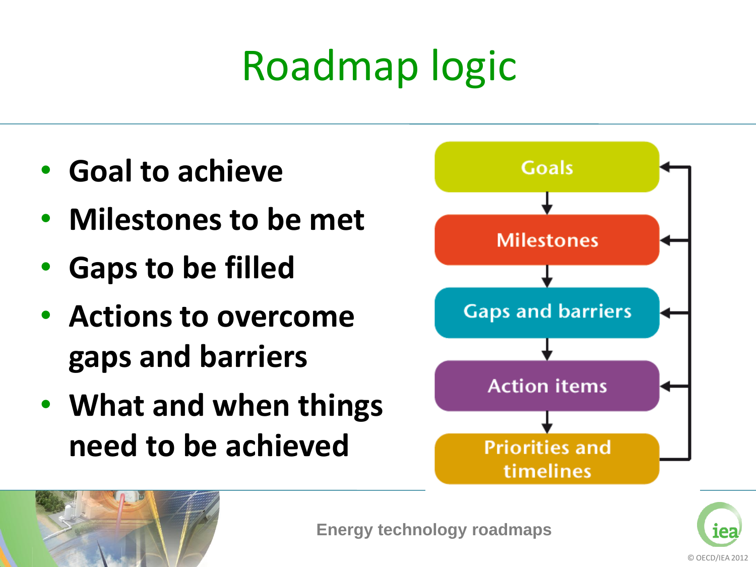# Roadmap logic

- **Goal to achieve**
- **Milestones to be met**
- **Gaps to be filled**
- **Actions to overcome gaps and barriers**
- **What and when things need to be achieved**

Goals → Milestones → Gaps and barriers → Action items → Priorities and timelines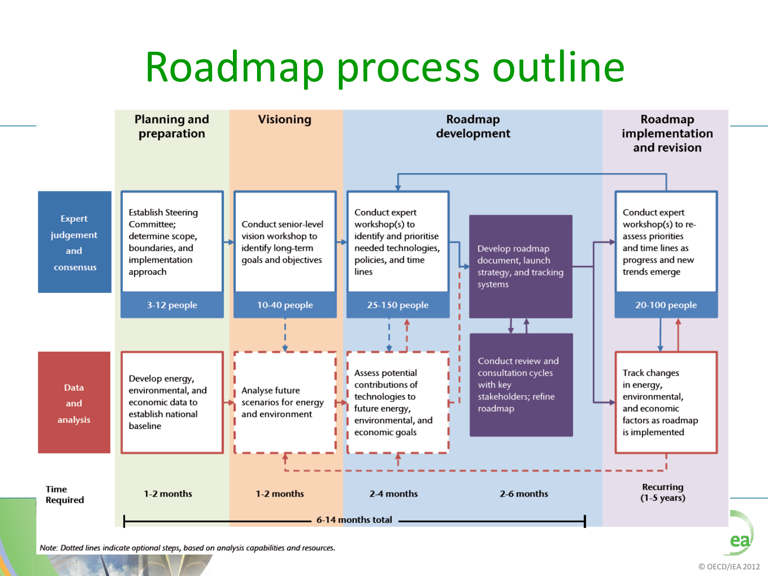# Roadmap process outline

| | Planning and preparation | Visioning | Roadmap development | | Roadmap implementation and revision |
|---|---|---|---|---|---|
| **Expert judgement and consensus** | Establish Steering Committee; determine scope, boundaries, and implementation approach (3-12 people) | Conduct senior-level vision workshop to identify long-term goals and objectives (10-40 people) | Conduct expert workshop(s) to identify and prioritise needed technologies, policies, and time lines (25-150 people) | Develop roadmap document, launch strategy, and tracking systems | Conduct expert workshop(s) to re-assess priorities and time lines as progress and new trends emerge (20-100 people) |
| **Data and analysis** | Develop energy, environmental, and economic data to establish national baseline | Analyse future scenarios for energy and environment | Assess potential contributions of technologies to future energy, environmental, and economic goals | Conduct review and consultation cycles with key stakeholders; refine roadmap | Track changes in energy, environmental, and economic factors as roadmap is implemented |
| **Time Required** | 1-2 months | 1-2 months | 2-4 months | 2-6 months | Recurring (1-5 years) |

6-14 months total

*Note: Dotted lines indicate optional steps, based on analysis capabilities and resources.*

© OECD/IEA 2012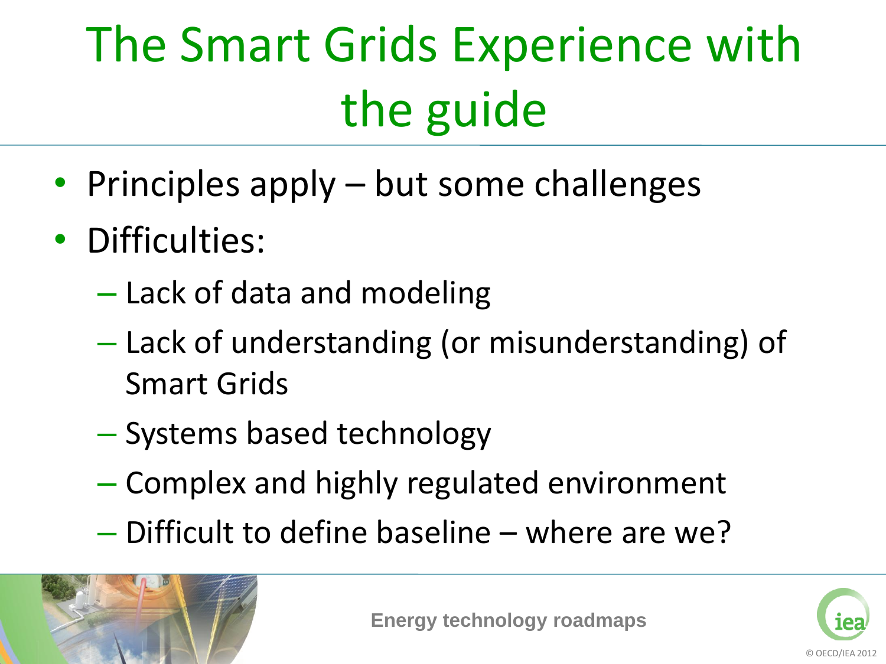# The Smart Grids Experience with the guide

- Principles apply – but some challenges
- Difficulties:
  - Lack of data and modeling
  - Lack of understanding (or misunderstanding) of Smart Grids
  - Systems based technology
  - Complex and highly regulated environment
  - Difficult to define baseline – where are we?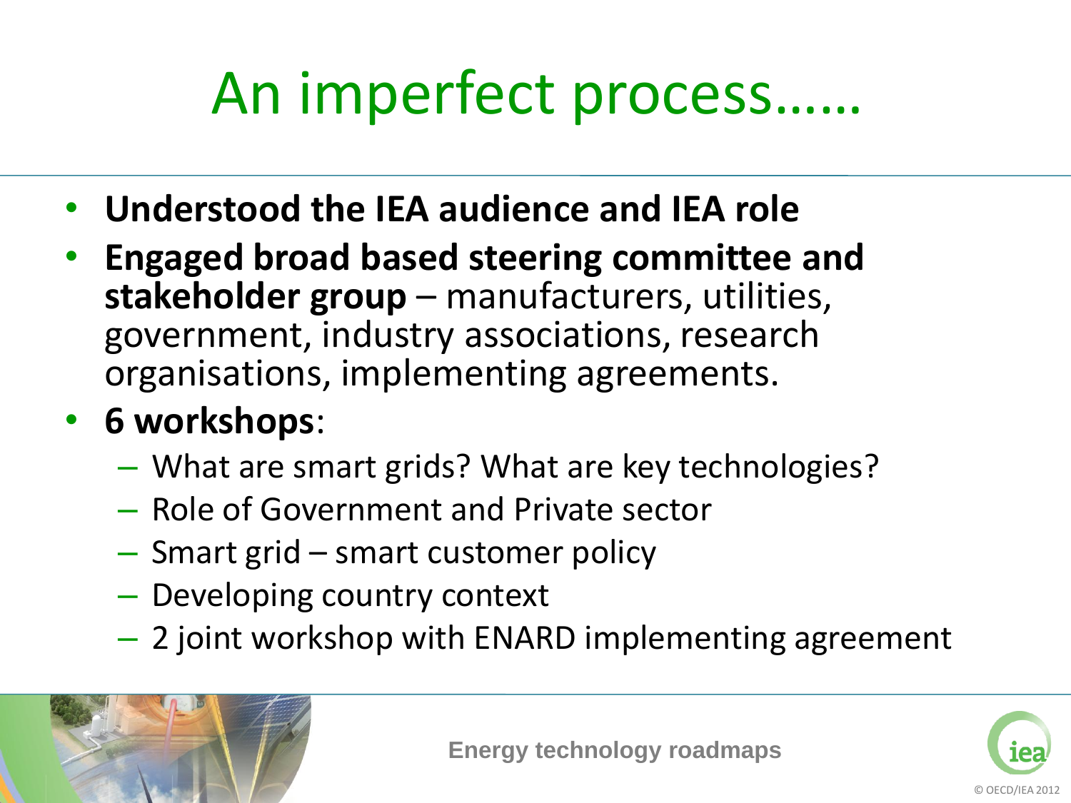# An imperfect process……

- **Understood the IEA audience and IEA role**
- **Engaged broad based steering committee and stakeholder group** – manufacturers, utilities, government, industry associations, research organisations, implementing agreements.
- **6 workshops**:
  - What are smart grids? What are key technologies?
  - Role of Government and Private sector
  - Smart grid – smart customer policy
  - Developing country context
  - 2 joint workshop with ENARD implementing agreement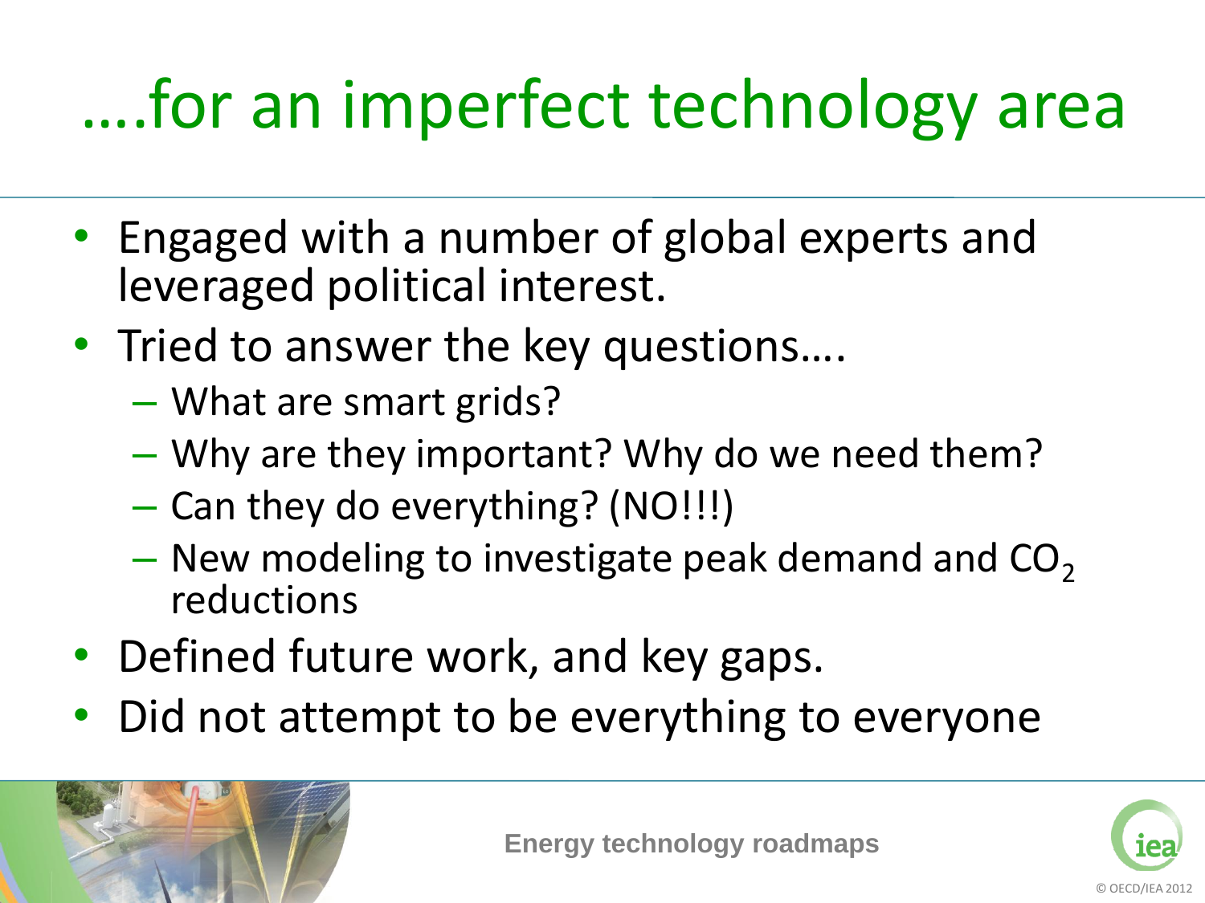# ….for an imperfect technology area

- Engaged with a number of global experts and leveraged political interest.
- Tried to answer the key questions….
  - What are smart grids?
  - Why are they important? Why do we need them?
  - Can they do everything? (NO!!!)
  - New modeling to investigate peak demand and $CO_2$ reductions
- Defined future work, and key gaps.
- Did not attempt to be everything to everyone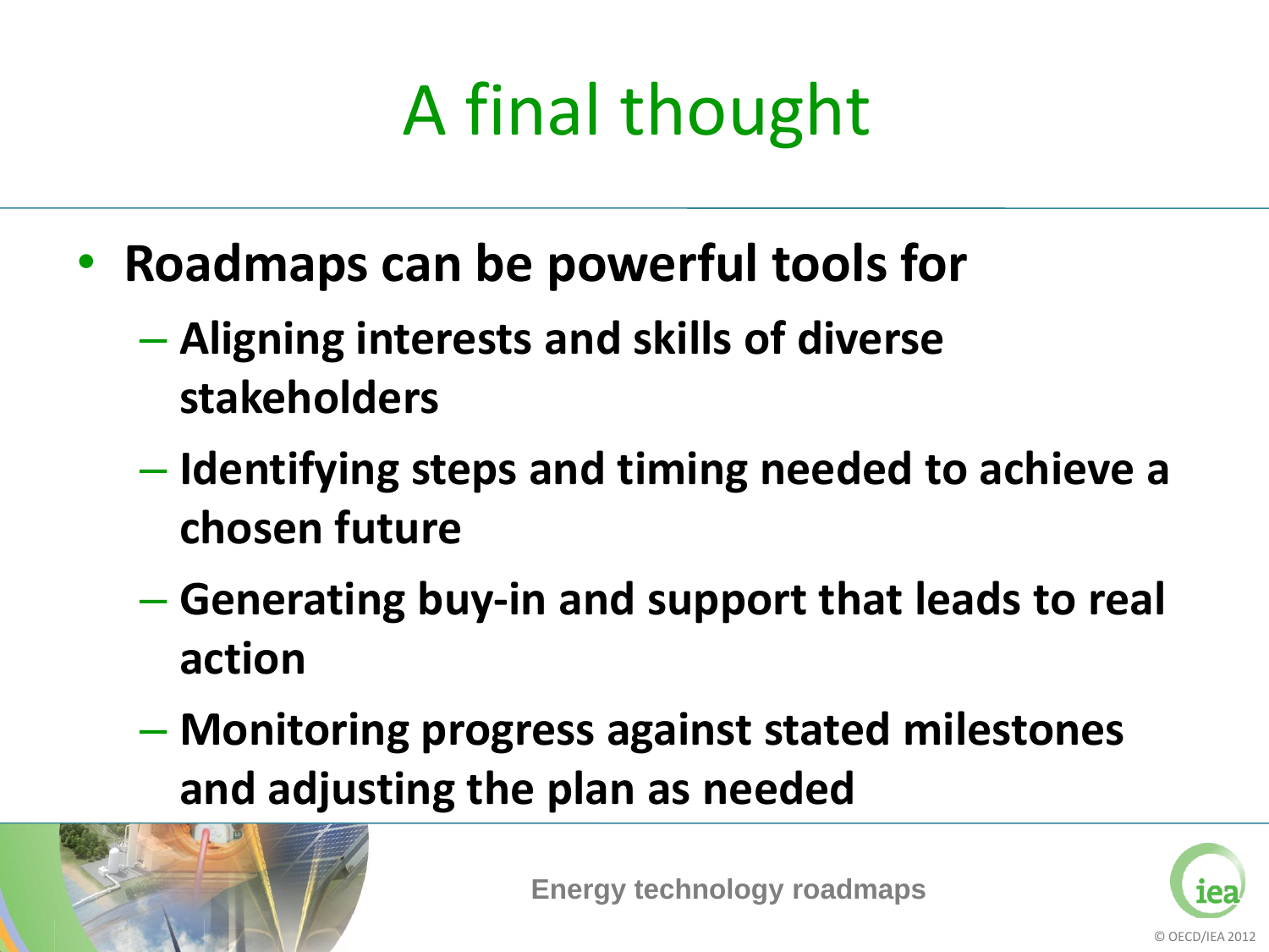# A final thought

- **Roadmaps can be powerful tools for**
  - **Aligning interests and skills of diverse stakeholders**
  - **Identifying steps and timing needed to achieve a chosen future**
  - **Generating buy-in and support that leads to real action**
  - **Monitoring progress against stated milestones and adjusting the plan as needed**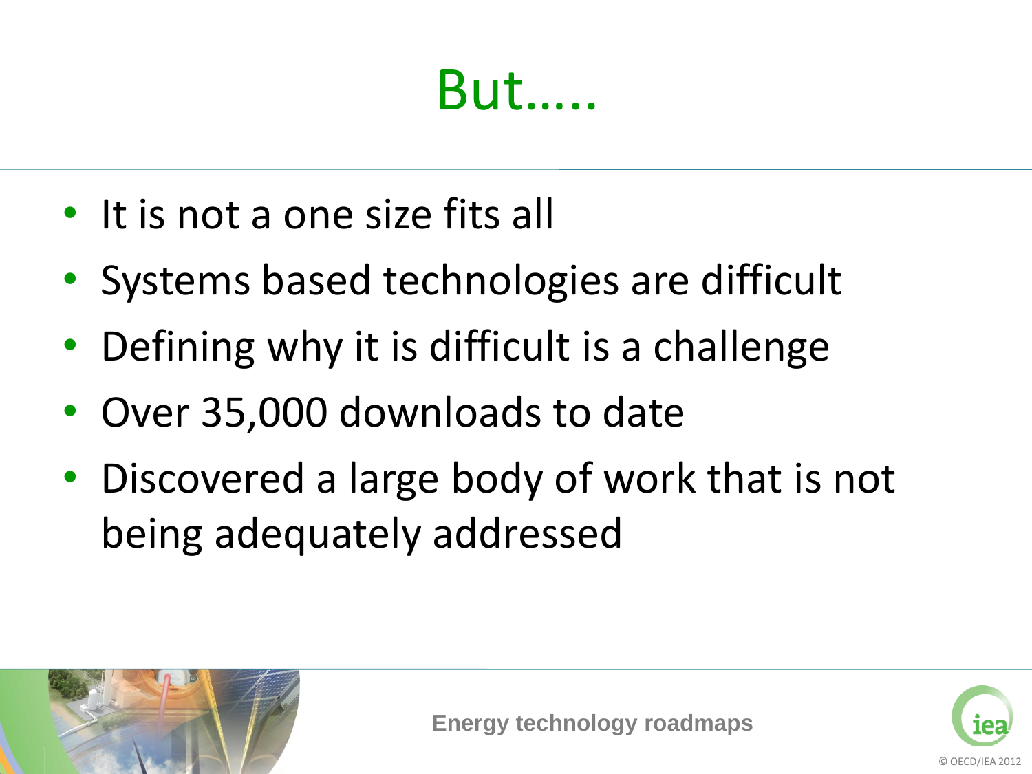# But.....

- It is not a one size fits all
- Systems based technologies are difficult
- Defining why it is difficult is a challenge
- Over 35,000 downloads to date
- Discovered a large body of work that is not being adequately addressed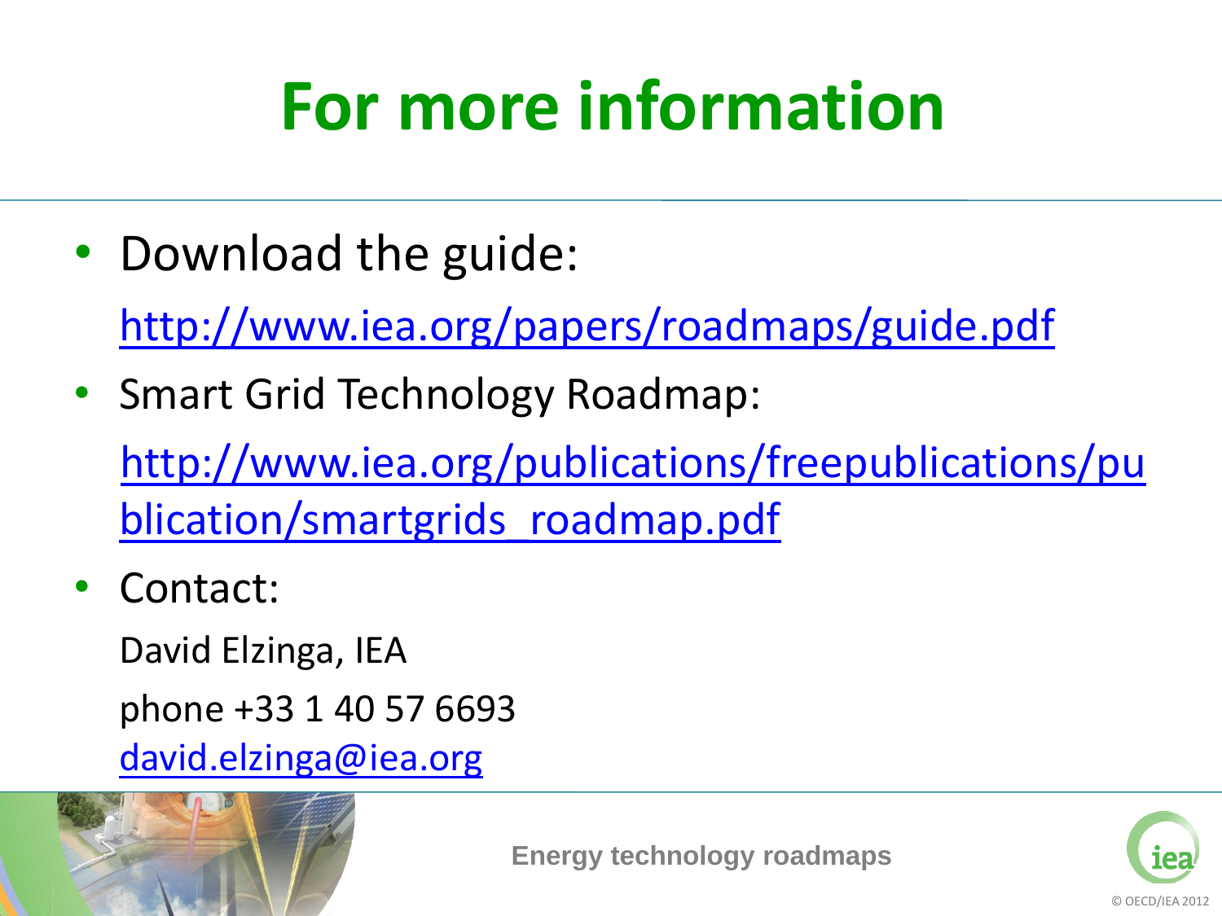# For more information

- Download the guide:

  http://www.iea.org/papers/roadmaps/guide.pdf

- Smart Grid Technology Roadmap:

  http://www.iea.org/publications/freepublications/publication/smartgrids_roadmap.pdf

- Contact:

  David Elzinga, IEA

  phone +33 1 40 57 6693

  david.elzinga@iea.org